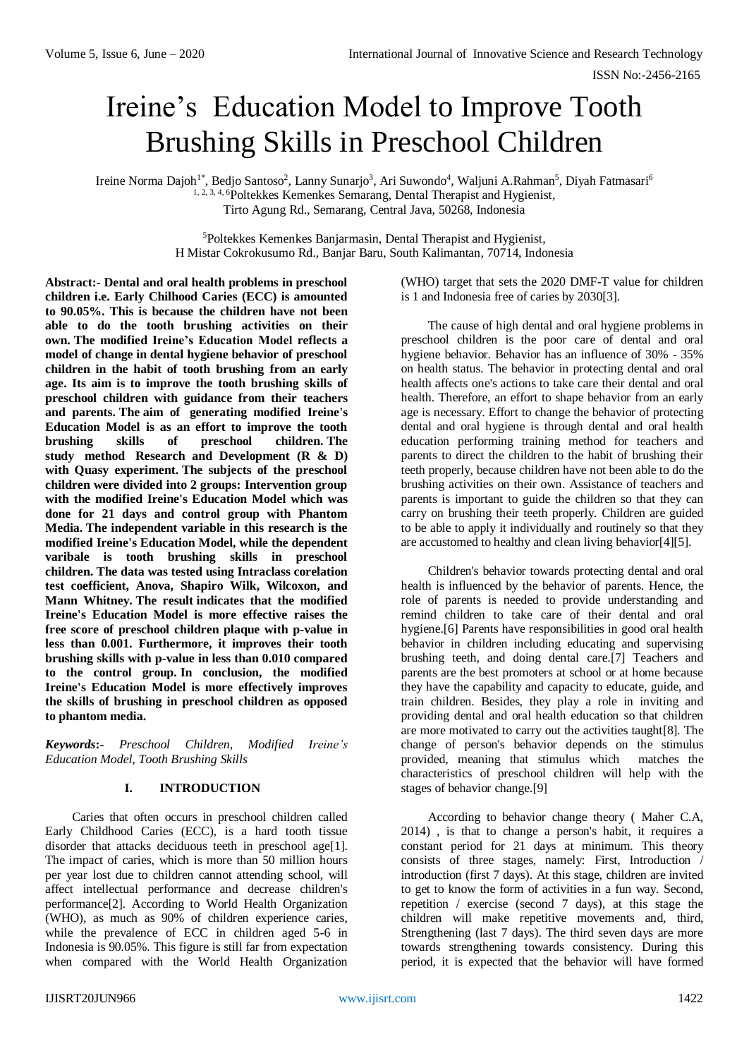# Ireine's Education Model to Improve Tooth Brushing Skills in Preschool Children

Ireine Norma Dajoh[1*], Bedjo Santoso[2], Lanny Sunarjo[3], Ari Suwondo[4], Waljuni A.Rahman[5], Diyah Fatmasari[6]
[1, 2, 3, 4, 6]Poltekkes Kemenkes Semarang, Dental Therapist and Hygienist,
Tirto Agung Rd., Semarang, Central Java, 50268, Indonesia

[5]Poltekkes Kemenkes Banjarmasin, Dental Therapist and Hygienist,
H Mistar Cokrokusumo Rd., Banjar Baru, South Kalimantan, 70714, Indonesia

**Abstract:- Dental and oral health problems in preschool children i.e. Early Chilhood Caries (ECC) is amounted to 90.05%. This is because the children have not been able to do the tooth brushing activities on their own. The modified Ireine's Education Model reflects a model of change in dental hygiene behavior of preschool children in the habit of tooth brushing from an early age. Its aim is to improve the tooth brushing skills of preschool children with guidance from their teachers and parents. The aim of generating modified Ireine's Education Model is as an effort to improve the tooth brushing skills of preschool children. The study method Research and Development (R & D) with Quasy experiment. The subjects of the preschool children were divided into 2 groups: Intervention group with the modified Ireine's Education Model which was done for 21 days and control group with Phantom Media. The independent variable in this research is the modified Ireine's Education Model, while the dependent varibale is tooth brushing skills in preschool children. The data was tested using Intraclass corelation test coefficient, Anova, Shapiro Wilk, Wilcoxon, and Mann Whitney. The result indicates that the modified Ireine's Education Model is more effective raises the free score of preschool children plaque with p-value in less than 0.001. Furthermore, it improves their tooth brushing skills with p-value in less than 0.010 compared to the control group. In conclusion, the modified Ireine's Education Model is more effectively improves the skills of brushing in preschool children as opposed to phantom media.**

***Keywords*:-** *Preschool Children, Modified Ireine's Education Model, Tooth Brushing Skills*

## I. INTRODUCTION

Caries that often occurs in preschool children called Early Childhood Caries (ECC), is a hard tooth tissue disorder that attacks deciduous teeth in preschool age[1]. The impact of caries, which is more than 50 million hours per year lost due to children cannot attending school, will affect intellectual performance and decrease children's performance[2]. According to World Health Organization (WHO), as much as 90% of children experience caries, while the prevalence of ECC in children aged 5-6 in Indonesia is 90.05%. This figure is still far from expectation when compared with the World Health Organization (WHO) target that sets the 2020 DMF-T value for children is 1 and Indonesia free of caries by 2030[3].

The cause of high dental and oral hygiene problems in preschool children is the poor care of dental and oral hygiene behavior. Behavior has an influence of 30% - 35% on health status. The behavior in protecting dental and oral health affects one's actions to take care their dental and oral health. Therefore, an effort to shape behavior from an early age is necessary. Effort to change the behavior of protecting dental and oral hygiene is through dental and oral health education performing training method for teachers and parents to direct the children to the habit of brushing their teeth properly, because children have not been able to do the brushing activities on their own. Assistance of teachers and parents is important to guide the children so that they can carry on brushing their teeth properly. Children are guided to be able to apply it individually and routinely so that they are accustomed to healthy and clean living behavior[4][5].

Children's behavior towards protecting dental and oral health is influenced by the behavior of parents. Hence, the role of parents is needed to provide understanding and remind children to take care of their dental and oral hygiene.[6] Parents have responsibilities in good oral health behavior in children including educating and supervising brushing teeth, and doing dental care.[7] Teachers and parents are the best promoters at school or at home because they have the capability and capacity to educate, guide, and train children. Besides, they play a role in inviting and providing dental and oral health education so that children are more motivated to carry out the activities taught[8]. The change of person's behavior depends on the stimulus provided, meaning that stimulus which matches the characteristics of preschool children will help with the stages of behavior change.[9]

According to behavior change theory ( Maher C.A, 2014) , is that to change a person's habit, it requires a constant period for 21 days at minimum. This theory consists of three stages, namely: First, Introduction / introduction (first 7 days). At this stage, children are invited to get to know the form of activities in a fun way. Second, repetition / exercise (second 7 days), at this stage the children will make repetitive movements and, third, Strengthening (last 7 days). The third seven days are more towards strengthening towards consistency. During this period, it is expected that the behavior will have formed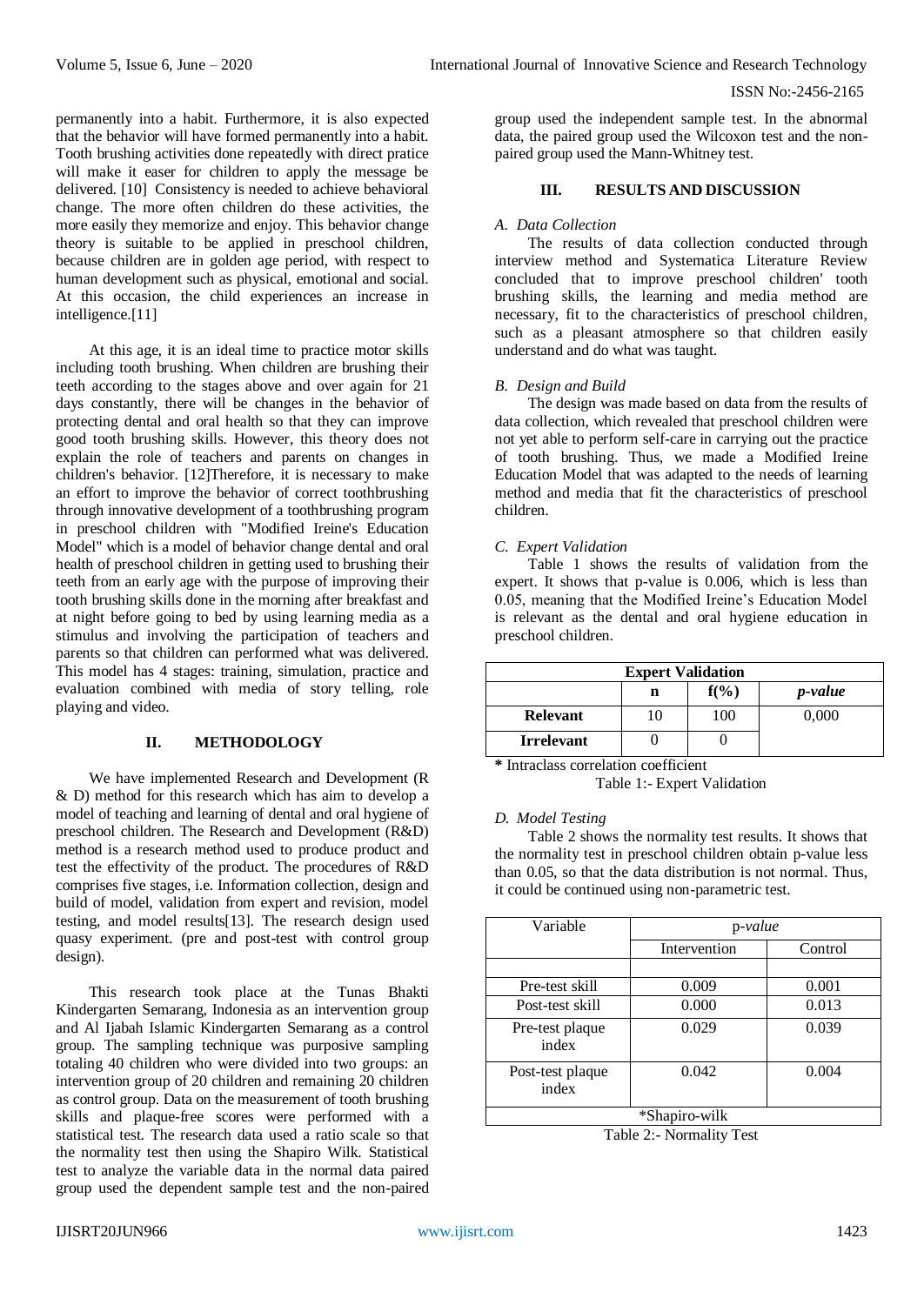permanently into a habit. Furthermore, it is also expected that the behavior will have formed permanently into a habit. Tooth brushing activities done repeatedly with direct pratice will make it easer for children to apply the message be delivered. [10] Consistency is needed to achieve behavioral change. The more often children do these activities, the more easily they memorize and enjoy. This behavior change theory is suitable to be applied in preschool children, because children are in golden age period, with respect to human development such as physical, emotional and social. At this occasion, the child experiences an increase in intelligence.[11]

At this age, it is an ideal time to practice motor skills including tooth brushing. When children are brushing their teeth according to the stages above and over again for 21 days constantly, there will be changes in the behavior of protecting dental and oral health so that they can improve good tooth brushing skills. However, this theory does not explain the role of teachers and parents on changes in children's behavior. [12]Therefore, it is necessary to make an effort to improve the behavior of correct toothbrushing through innovative development of a toothbrushing program in preschool children with "Modified Ireine's Education Model" which is a model of behavior change dental and oral health of preschool children in getting used to brushing their teeth from an early age with the purpose of improving their tooth brushing skills done in the morning after breakfast and at night before going to bed by using learning media as a stimulus and involving the participation of teachers and parents so that children can performed what was delivered. This model has 4 stages: training, simulation, practice and evaluation combined with media of story telling, role playing and video.

## II. METHODOLOGY

We have implemented Research and Development (R & D) method for this research which has aim to develop a model of teaching and learning of dental and oral hygiene of preschool children. The Research and Development (R&D) method is a research method used to produce product and test the effectivity of the product. The procedures of R&D comprises five stages, i.e. Information collection, design and build of model, validation from expert and revision, model testing, and model results[13]. The research design used quasy experiment. (pre and post-test with control group design).

This research took place at the Tunas Bhakti Kindergarten Semarang, Indonesia as an intervention group and Al Ijabah Islamic Kindergarten Semarang as a control group. The sampling technique was purposive sampling totaling 40 children who were divided into two groups: an intervention group of 20 children and remaining 20 children as control group. Data on the measurement of tooth brushing skills and plaque-free scores were performed with a statistical test. The research data used a ratio scale so that the normality test then using the Shapiro Wilk. Statistical test to analyze the variable data in the normal data paired group used the dependent sample test and the non-paired group used the independent sample test. In the abnormal data, the paired group used the Wilcoxon test and the non-paired group used the Mann-Whitney test.

## III. RESULTS AND DISCUSSION

### *A. Data Collection*

The results of data collection conducted through interview method and Systematica Literature Review concluded that to improve preschool children' tooth brushing skills, the learning and media method are necessary, fit to the characteristics of preschool children, such as a pleasant atmosphere so that children easily understand and do what was taught.

### *B. Design and Build*

The design was made based on data from the results of data collection, which revealed that preschool children were not yet able to perform self-care in carrying out the practice of tooth brushing. Thus, we made a Modified Ireine Education Model that was adapted to the needs of learning method and media that fit the characteristics of preschool children.

### *C. Expert Validation*

Table 1 shows the results of validation from the expert. It shows that p-value is 0.006, which is less than 0.05, meaning that the Modified Ireine's Education Model is relevant as the dental and oral hygiene education in preschool children.

| **Expert Validation** | | | |
|---|---|---|---|
| | **n** | **f(%)** | ***p-value*** |
| **Relevant** | 10 | 100 | 0,000 |
| **Irrelevant** | 0 | 0 | |

**\*** Intraclass correlation coefficient

Table 1:- Expert Validation

### *D. Model Testing*

Table 2 shows the normality test results. It shows that the normality test in preschool children obtain p-value less than 0.05, so that the data distribution is not normal. Thus, it could be continued using non-parametric test.

| Variable | p-*value* | |
|---|---|---|
| | Intervention | Control |
| Pre-test skill | 0.009 | 0.001 |
| Post-test skill | 0.000 | 0.013 |
| Pre-test plaque index | 0.029 | 0.039 |
| Post-test plaque index | 0.042 | 0.004 |

\*Shapiro-wilk

Table 2:- Normality Test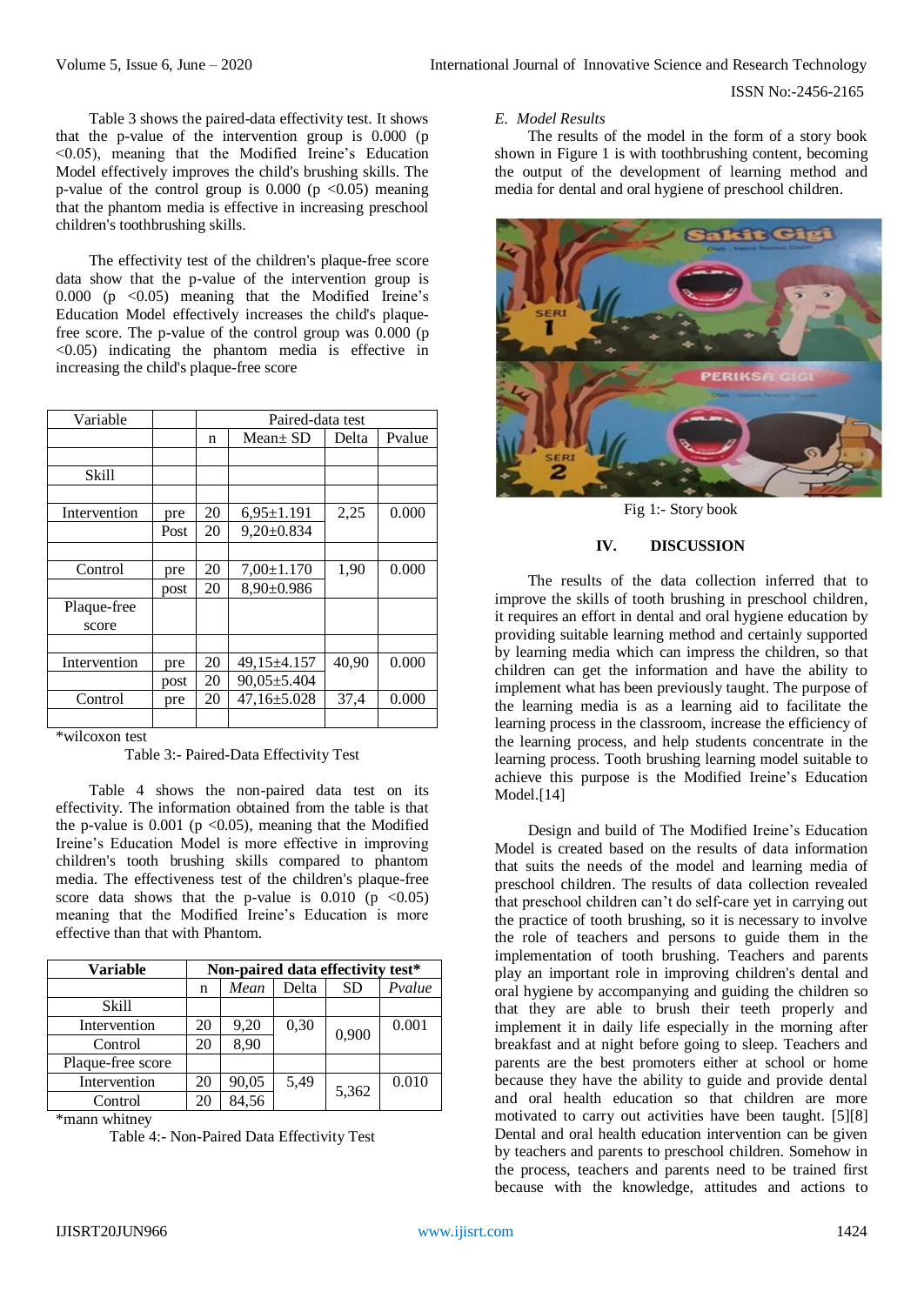Table 3 shows the paired-data effectivity test. It shows that the p-value of the intervention group is 0.000 ($p < 0.05$), meaning that the Modified Ireine's Education Model effectively improves the child's brushing skills. The p-value of the control group is 0.000 ($p < 0.05$) meaning that the phantom media is effective in increasing preschool children's toothbrushing skills.

The effectivity test of the children's plaque-free score data show that the p-value of the intervention group is 0.000 ($p < 0.05$) meaning that the Modified Ireine's Education Model effectively increases the child's plaque-free score. The p-value of the control group was 0.000 ($p < 0.05$) indicating the phantom media is effective in increasing the child's plaque-free score

| Variable | | Paired-data test | | | |
|---|---|---|---|---|---|
| | | n | Mean± SD | Delta | Pvalue |
| | | | | | |
| Skill | | | | | |
| | | | | | |
| Intervention | pre | 20 | 6,95±1.191 | 2,25 | 0.000 |
| | Post | 20 | 9,20±0.834 | | |
| | | | | | |
| Control | pre | 20 | 7,00±1.170 | 1,90 | 0.000 |
| | post | 20 | 8,90±0.986 | | |
| Plaque-free score | | | | | |
| | | | | | |
| Intervention | pre | 20 | 49,15±4.157 | 40,90 | 0.000 |
| | post | 20 | 90,05±5.404 | | |
| Control | pre | 20 | 47,16±5.028 | 37,4 | 0.000 |
| | | | | | |

*wilcoxon test

Table 3:- Paired-Data Effectivity Test

Table 4 shows the non-paired data test on its effectivity. The information obtained from the table is that the p-value is 0.001 ($p < 0.05$), meaning that the Modified Ireine's Education Model is more effective in improving children's tooth brushing skills compared to phantom media. The effectiveness test of the children's plaque-free score data shows that the p-value is 0.010 ($p < 0.05$) meaning that the Modified Ireine's Education is more effective than that with Phantom.

| **Variable** | **Non-paired data effectivity test*** | | | | |
|---|---|---|---|---|---|
| | n | *Mean* | Delta | SD | *Pvalue* |
| Skill | | | | | |
| Intervention | 20 | 9,20 | 0,30 | 0,900 | 0.001 |
| Control | 20 | 8,90 | | | |
| Plaque-free score | | | | | |
| Intervention | 20 | 90,05 | 5,49 | 5,362 | 0.010 |
| Control | 20 | 84,56 | | | |

*mann whitney

Table 4:- Non-Paired Data Effectivity Test

*E. Model Results*

The results of the model in the form of a story book shown in Figure 1 is with toothbrushing content, becoming the output of the development of learning method and media for dental and oral hygiene of preschool children.

Fig 1:- Story book

## IV. DISCUSSION

The results of the data collection inferred that to improve the skills of tooth brushing in preschool children, it requires an effort in dental and oral hygiene education by providing suitable learning method and certainly supported by learning media which can impress the children, so that children can get the information and have the ability to implement what has been previously taught. The purpose of the learning media is as a learning aid to facilitate the learning process in the classroom, increase the efficiency of the learning process, and help students concentrate in the learning process. Tooth brushing learning model suitable to achieve this purpose is the Modified Ireine's Education Model.[14]

Design and build of The Modified Ireine's Education Model is created based on the results of data information that suits the needs of the model and learning media of preschool children. The results of data collection revealed that preschool children can't do self-care yet in carrying out the practice of tooth brushing, so it is necessary to involve the role of teachers and persons to guide them in the implementation of tooth brushing. Teachers and parents play an important role in improving children's dental and oral hygiene by accompanying and guiding the children so that they are able to brush their teeth properly and implement it in daily life especially in the morning after breakfast and at night before going to sleep. Teachers and parents are the best promoters either at school or home because they have the ability to guide and provide dental and oral health education so that children are more motivated to carry out activities have been taught. [5][8] Dental and oral health education intervention can be given by teachers and parents to preschool children. Somehow in the process, teachers and parents need to be trained first because with the knowledge, attitudes and actions to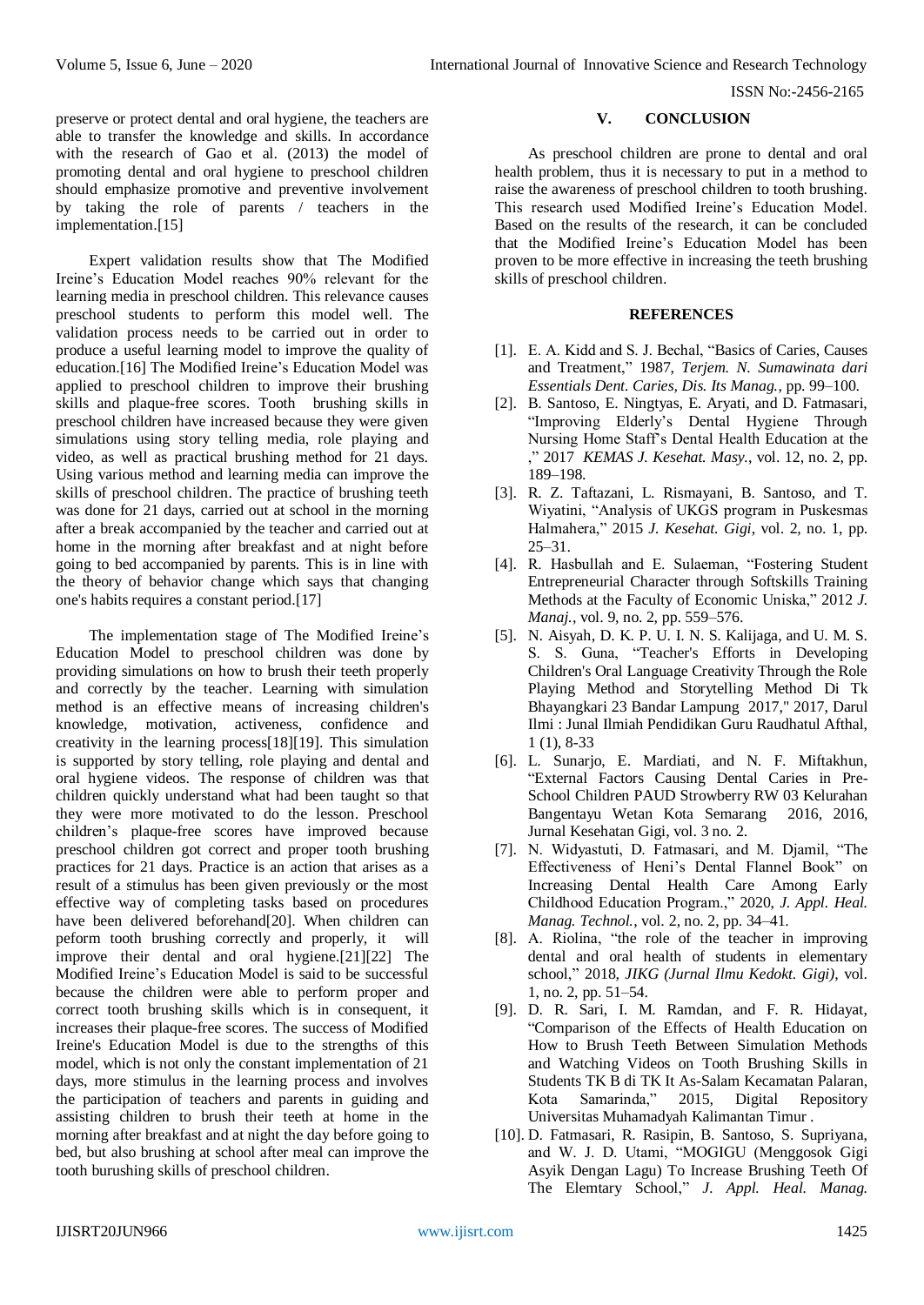preserve or protect dental and oral hygiene, the teachers are able to transfer the knowledge and skills. In accordance with the research of Gao et al. (2013) the model of promoting dental and oral hygiene to preschool children should emphasize promotive and preventive involvement by taking the role of parents / teachers in the implementation.[15]

Expert validation results show that The Modified Ireine's Education Model reaches 90% relevant for the learning media in preschool children. This relevance causes preschool students to perform this model well. The validation process needs to be carried out in order to produce a useful learning model to improve the quality of education.[16] The Modified Ireine's Education Model was applied to preschool children to improve their brushing skills and plaque-free scores. Tooth brushing skills in preschool children have increased because they were given simulations using story telling media, role playing and video, as well as practical brushing method for 21 days. Using various method and learning media can improve the skills of preschool children. The practice of brushing teeth was done for 21 days, carried out at school in the morning after a break accompanied by the teacher and carried out at home in the morning after breakfast and at night before going to bed accompanied by parents. This is in line with the theory of behavior change which says that changing one's habits requires a constant period.[17]

The implementation stage of The Modified Ireine's Education Model to preschool children was done by providing simulations on how to brush their teeth properly and correctly by the teacher. Learning with simulation method is an effective means of increasing children's knowledge, motivation, activeness, confidence and creativity in the learning process[18][19]. This simulation is supported by story telling, role playing and dental and oral hygiene videos. The response of children was that children quickly understand what had been taught so that they were more motivated to do the lesson. Preschool children's plaque-free scores have improved because preschool children got correct and proper tooth brushing practices for 21 days. Practice is an action that arises as a result of a stimulus has been given previously or the most effective way of completing tasks based on procedures have been delivered beforehand[20]. When children can peform tooth brushing correctly and properly, it will improve their dental and oral hygiene.[21][22] The Modified Ireine's Education Model is said to be successful because the children were able to perform proper and correct tooth brushing skills which is in consequent, it increases their plaque-free scores. The success of Modified Ireine's Education Model is due to the strengths of this model, which is not only the constant implementation of 21 days, more stimulus in the learning process and involves the participation of teachers and parents in guiding and assisting children to brush their teeth at home in the morning after breakfast and at night the day before going to bed, but also brushing at school after meal can improve the tooth burushing skills of preschool children.

## V. CONCLUSION

As preschool children are prone to dental and oral health problem, thus it is necessary to put in a method to raise the awareness of preschool children to tooth brushing. This research used Modified Ireine's Education Model. Based on the results of the research, it can be concluded that the Modified Ireine's Education Model has been proven to be more effective in increasing the teeth brushing skills of preschool children.

## REFERENCES

[1]. E. A. Kidd and S. J. Bechal, "Basics of Caries, Causes and Treatment," 1987, *Terjem. N. Sumawinata dari Essentials Dent. Caries, Dis. Its Manag.*, pp. 99–100.

[2]. B. Santoso, E. Ningtyas, E. Aryati, and D. Fatmasari, "Improving Elderly's Dental Hygiene Through Nursing Home Staff's Dental Health Education at the ," 2017 *KEMAS J. Kesehat. Masy.*, vol. 12, no. 2, pp. 189–198.

[3]. R. Z. Taftazani, L. Rismayani, B. Santoso, and T. Wiyatini, "Analysis of UKGS program in Puskesmas Halmahera," 2015 *J. Kesehat. Gigi*, vol. 2, no. 1, pp. 25–31.

[4]. R. Hasbullah and E. Sulaeman, "Fostering Student Entrepreneurial Character through Softskills Training Methods at the Faculty of Economic Uniska," 2012 *J. Manaj.*, vol. 9, no. 2, pp. 559–576.

[5]. N. Aisyah, D. K. P. U. I. N. S. Kalijaga, and U. M. S. S. S. Guna, "Teacher's Efforts in Developing Children's Oral Language Creativity Through the Role Playing Method and Storytelling Method Di Tk Bhayangkari 23 Bandar Lampung 2017," 2017, Darul Ilmi : Junal Ilmiah Pendidikan Guru Raudhatul Afthal, 1 (1), 8-33

[6]. L. Sunarjo, E. Mardiati, and N. F. Miftakhun, "External Factors Causing Dental Caries in Pre-School Children PAUD Strowberry RW 03 Kelurahan Bangentayu Wetan Kota Semarang 2016, 2016, Jurnal Kesehatan Gigi, vol. 3 no. 2.

[7]. N. Widyastuti, D. Fatmasari, and M. Djamil, "The Effectiveness of Heni's Dental Flannel Book" on Increasing Dental Health Care Among Early Childhood Education Program.," 2020, *J. Appl. Heal. Manag. Technol.*, vol. 2, no. 2, pp. 34–41.

[8]. A. Riolina, "the role of the teacher in improving dental and oral health of students in elementary school," 2018, *JIKG (Jurnal Ilmu Kedokt. Gigi)*, vol. 1, no. 2, pp. 51–54.

[9]. D. R. Sari, I. M. Ramdan, and F. R. Hidayat, "Comparison of the Effects of Health Education on How to Brush Teeth Between Simulation Methods and Watching Videos on Tooth Brushing Skills in Students TK B di TK It As-Salam Kecamatan Palaran, Kota Samarinda," 2015, Digital Repository Universitas Muhamadyah Kalimantan Timur .

[10]. D. Fatmasari, R. Rasipin, B. Santoso, S. Supriyana, and W. J. D. Utami, "MOGIGU (Menggosok Gigi Asyik Dengan Lagu) To Increase Brushing Teeth Of The Elemtary School," *J. Appl. Heal. Manag.*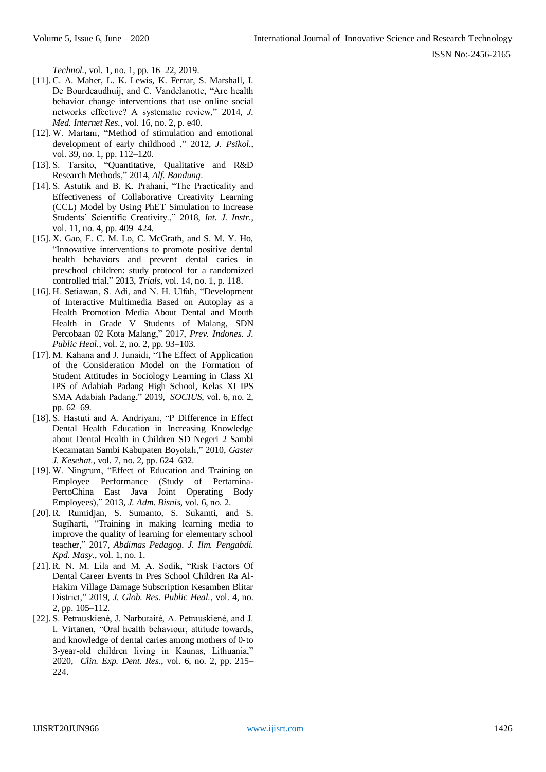*Technol.*, vol. 1, no. 1, pp. 16–22, 2019.

[11]. C. A. Maher, L. K. Lewis, K. Ferrar, S. Marshall, I. De Bourdeaudhuij, and C. Vandelanotte, "Are health behavior change interventions that use online social networks effective? A systematic review," 2014, *J. Med. Internet Res.*, vol. 16, no. 2, p. e40.

[12]. W. Martani, "Method of stimulation and emotional development of early childhood ," 2012, *J. Psikol.*, vol. 39, no. 1, pp. 112–120.

[13]. S. Tarsito, "Quantitative, Qualitative and R&D Research Methods," 2014, *Alf. Bandung*.

[14]. S. Astutik and B. K. Prahani, "The Practicality and Effectiveness of Collaborative Creativity Learning (CCL) Model by Using PhET Simulation to Increase Students' Scientific Creativity.," 2018, *Int. J. Instr.*, vol. 11, no. 4, pp. 409–424.

[15]. X. Gao, E. C. M. Lo, C. McGrath, and S. M. Y. Ho, "Innovative interventions to promote positive dental health behaviors and prevent dental caries in preschool children: study protocol for a randomized controlled trial," 2013, *Trials*, vol. 14, no. 1, p. 118.

[16]. H. Setiawan, S. Adi, and N. H. Ulfah, "Development of Interactive Multimedia Based on Autoplay as a Health Promotion Media About Dental and Mouth Health in Grade V Students of Malang, SDN Percobaan 02 Kota Malang," 2017, *Prev. Indones. J. Public Heal.*, vol. 2, no. 2, pp. 93–103.

[17]. M. Kahana and J. Junaidi, "The Effect of Application of the Consideration Model on the Formation of Student Attitudes in Sociology Learning in Class XI IPS of Adabiah Padang High School, Kelas XI IPS SMA Adabiah Padang," 2019, *SOCIUS*, vol. 6, no. 2, pp. 62–69.

[18]. S. Hastuti and A. Andriyani, "P Difference in Effect Dental Health Education in Increasing Knowledge about Dental Health in Children SD Negeri 2 Sambi Kecamatan Sambi Kabupaten Boyolali," 2010, *Gaster J. Kesehat.*, vol. 7, no. 2, pp. 624–632.

[19]. W. Ningrum, "Effect of Education and Training on Employee Performance (Study of Pertamina-PertoChina East Java Joint Operating Body Employees)," 2013, *J. Adm. Bisnis*, vol. 6, no. 2.

[20]. R. Rumidjan, S. Sumanto, S. Sukamti, and S. Sugiharti, "Training in making learning media to improve the quality of learning for elementary school teacher," 2017, *Abdimas Pedagog. J. Ilm. Pengabdi. Kpd. Masy.*, vol. 1, no. 1.

[21]. R. N. M. Lila and M. A. Sodik, "Risk Factors Of Dental Career Events In Pres School Children Ra Al-Hakim Village Damage Subscription Kesamben Blitar District," 2019, *J. Glob. Res. Public Heal.*, vol. 4, no. 2, pp. 105–112.

[22]. S. Petrauskienė, J. Narbutaitė, A. Petrauskienė, and J. I. Virtanen, "Oral health behaviour, attitude towards, and knowledge of dental caries among mothers of 0-to 3-year-old children living in Kaunas, Lithuania," 2020, *Clin. Exp. Dent. Res.*, vol. 6, no. 2, pp. 215–224.